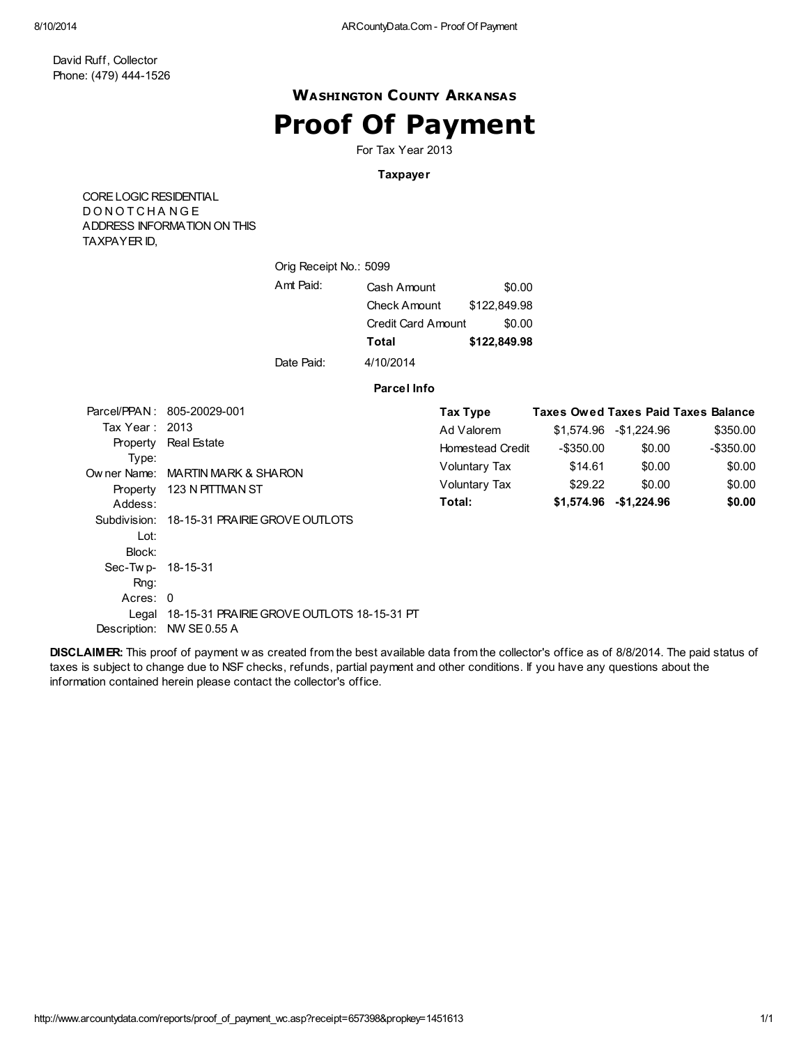David Ruff, Collector
Phone: (479) 444-1526

### Washington County Arkansas

# Proof Of Payment

For Tax Year 2013

**Taxpayer**

CORE LOGIC RESIDENTIAL
D O N O T C H A N G E
ADDRESS INFORMATION ON THIS
TAXPAYER ID,

Orig Receipt No.: 5099

| Amt Paid: | | |
|---|---|---|
| | Cash Amount | $0.00 |
| | Check Amount | $122,849.98 |
| | Credit Card Amount | $0.00 |
| | **Total** | **$122,849.98** |

Date Paid: 4/10/2014

**Parcel Info**

| | |
|---|---|
| Parcel/PPAN : | 805-20029-001 |
| Tax Year : | 2013 |
| Property Type: | Real Estate |
| Owner Name: | MARTIN MARK & SHARON |
| Property Addess: | 123 N PITTMAN ST |
| Subdivision: | 18-15-31 PRAIRIE GROVE OUTLOTS |
| Lot: | |
| Block: | |
| Sec-Twp-Rng: | 18-15-31 |
| Acres: | 0 |
| Legal Description: | 18-15-31 PRAIRIE GROVE OUTLOTS 18-15-31 PT NW SE 0.55 A |

| Tax Type | Taxes Owed | Taxes Paid | Taxes Balance |
|---|---|---|---|
| Ad Valorem | $1,574.96 | -$1,224.96 | $350.00 |
| Homestead Credit | -$350.00 | $0.00 | -$350.00 |
| Voluntary Tax | $14.61 | $0.00 | $0.00 |
| Voluntary Tax | $29.22 | $0.00 | $0.00 |
| **Total:** | **$1,574.96** | **-$1,224.96** | **$0.00** |

**DISCLAIMER:** This proof of payment was created from the best available data from the collector's office as of 8/8/2014. The paid status of taxes is subject to change due to NSF checks, refunds, partial payment and other conditions. If you have any questions about the information contained herein please contact the collector's office.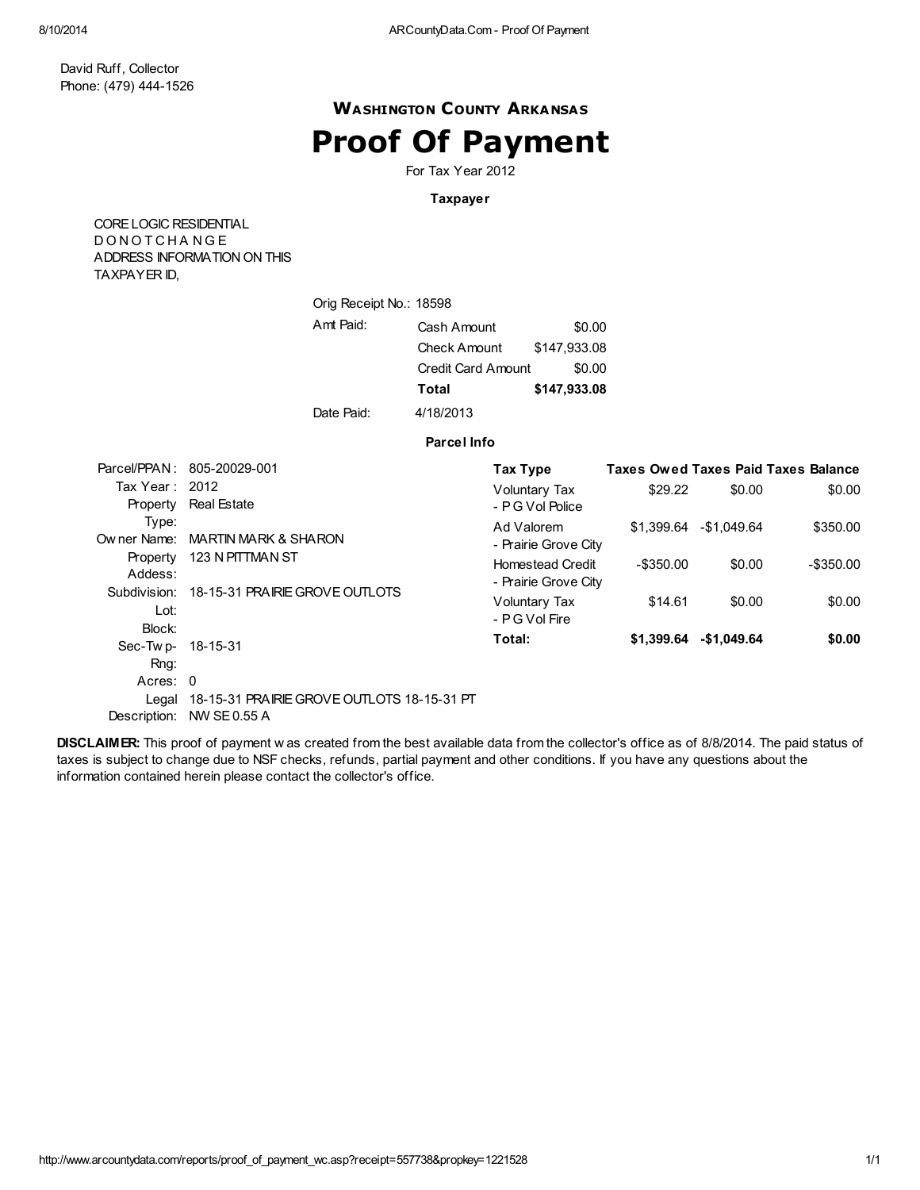David Ruff, Collector
Phone: (479) 444-1526

**WASHINGTON COUNTY ARKANSAS**

# Proof Of Payment

For Tax Year 2012

**Taxpayer**

CORE LOGIC RESIDENTIAL
D O N O T C H A N G E
ADDRESS INFORMATION ON THIS
TAXPAYER ID,

Orig Receipt No.: 18598

| Amt Paid: | | |
|---|---|---|
| | Cash Amount | $0.00 |
| | Check Amount | $147,933.08 |
| | Credit Card Amount | $0.00 |
| | **Total** | **$147,933.08** |

Date Paid: 4/18/2013

**Parcel Info**

| | |
|---|---|
| Parcel/PPAN : | 805-20029-001 |
| Tax Year : | 2012 |
| Property Type: | Real Estate |
| Owner Name: | MARTIN MARK & SHARON |
| Property Addess: | 123 N PITTMAN ST |
| Subdivision: | 18-15-31 PRAIRIE GROVE OUTLOTS |
| Lot: | |
| Block: | |
| Sec-Twp-Rng: | 18-15-31 |
| Acres: | 0 |
| Legal Description: | 18-15-31 PRAIRIE GROVE OUTLOTS 18-15-31 PT NW SE 0.55 A |

| Tax Type | Taxes Owed | Taxes Paid | Taxes Balance |
|---|---|---|---|
| Voluntary Tax - P G Vol Police | $29.22 | $0.00 | $0.00 |
| Ad Valorem - Prairie Grove City | $1,399.64 | -$1,049.64 | $350.00 |
| Homestead Credit - Prairie Grove City | -$350.00 | $0.00 | -$350.00 |
| Voluntary Tax - P G Vol Fire | $14.61 | $0.00 | $0.00 |
| **Total:** | **$1,399.64** | **-$1,049.64** | **$0.00** |

**DISCLAIMER:** This proof of payment was created from the best available data from the collector's office as of 8/8/2014. The paid status of taxes is subject to change due to NSF checks, refunds, partial payment and other conditions. If you have any questions about the information contained herein please contact the collector's office.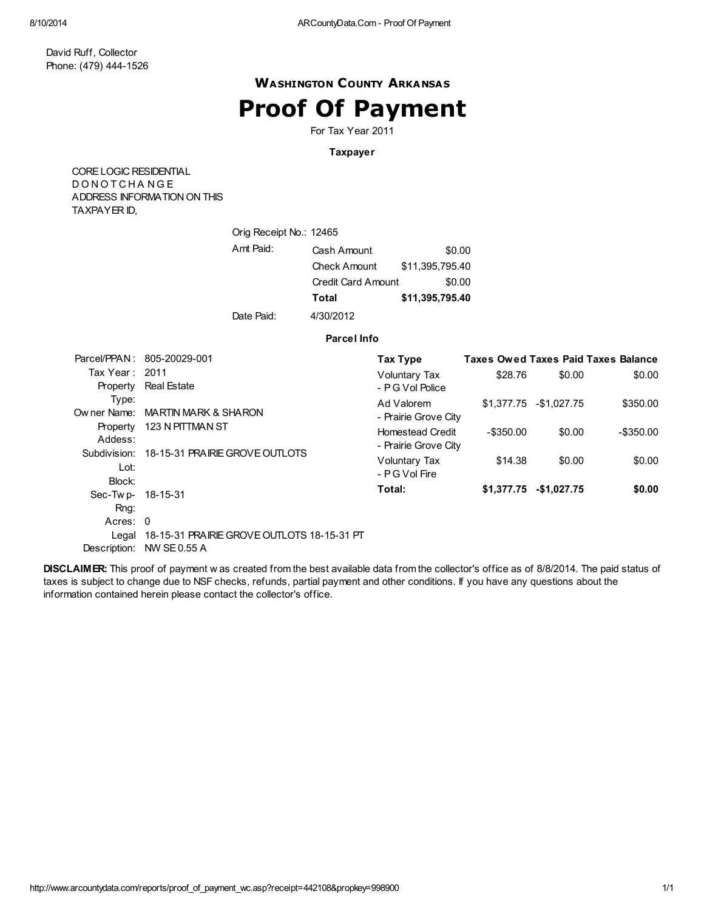David Ruff, Collector
Phone: (479) 444-1526

**WASHINGTON COUNTY ARKANSAS**

# Proof Of Payment

For Tax Year 2011

**Taxpayer**

CORE LOGIC RESIDENTIAL
D O N O T C H A N G E
ADDRESS INFORMATION ON THIS
TAXPAYER ID,

Orig Receipt No.: 12465

| Amt Paid: | | |
|---|---|---|
| | Cash Amount | $0.00 |
| | Check Amount | $11,395,795.40 |
| | Credit Card Amount | $0.00 |
| | **Total** | **$11,395,795.40** |

Date Paid: 4/30/2012

**Parcel Info**

| | |
|---|---|
| Parcel/PPAN : | 805-20029-001 |
| Tax Year : | 2011 |
| Property Type: | Real Estate |
| Owner Name: | MARTIN MARK & SHARON |
| Property Addess: | 123 N PITTMAN ST |
| Subdivision: | 18-15-31 PRAIRIE GROVE OUTLOTS |
| Lot: | |
| Block: | |
| Sec-Twp-Rng: | 18-15-31 |
| Acres: | 0 |
| Legal Description: | 18-15-31 PRAIRIE GROVE OUTLOTS 18-15-31 PT NW SE 0.55 A |

| Tax Type | Taxes Owed | Taxes Paid | Taxes Balance |
|---|---|---|---|
| Voluntary Tax - P G Vol Police | $28.76 | $0.00 | $0.00 |
| Ad Valorem - Prairie Grove City | $1,377.75 | -$1,027.75 | $350.00 |
| Homestead Credit - Prairie Grove City | -$350.00 | $0.00 | -$350.00 |
| Voluntary Tax - P G Vol Fire | $14.38 | $0.00 | $0.00 |
| **Total:** | **$1,377.75** | **-$1,027.75** | **$0.00** |

**DISCLAIMER:** This proof of payment was created from the best available data from the collector's office as of 8/8/2014. The paid status of taxes is subject to change due to NSF checks, refunds, partial payment and other conditions. If you have any questions about the information contained herein please contact the collector's office.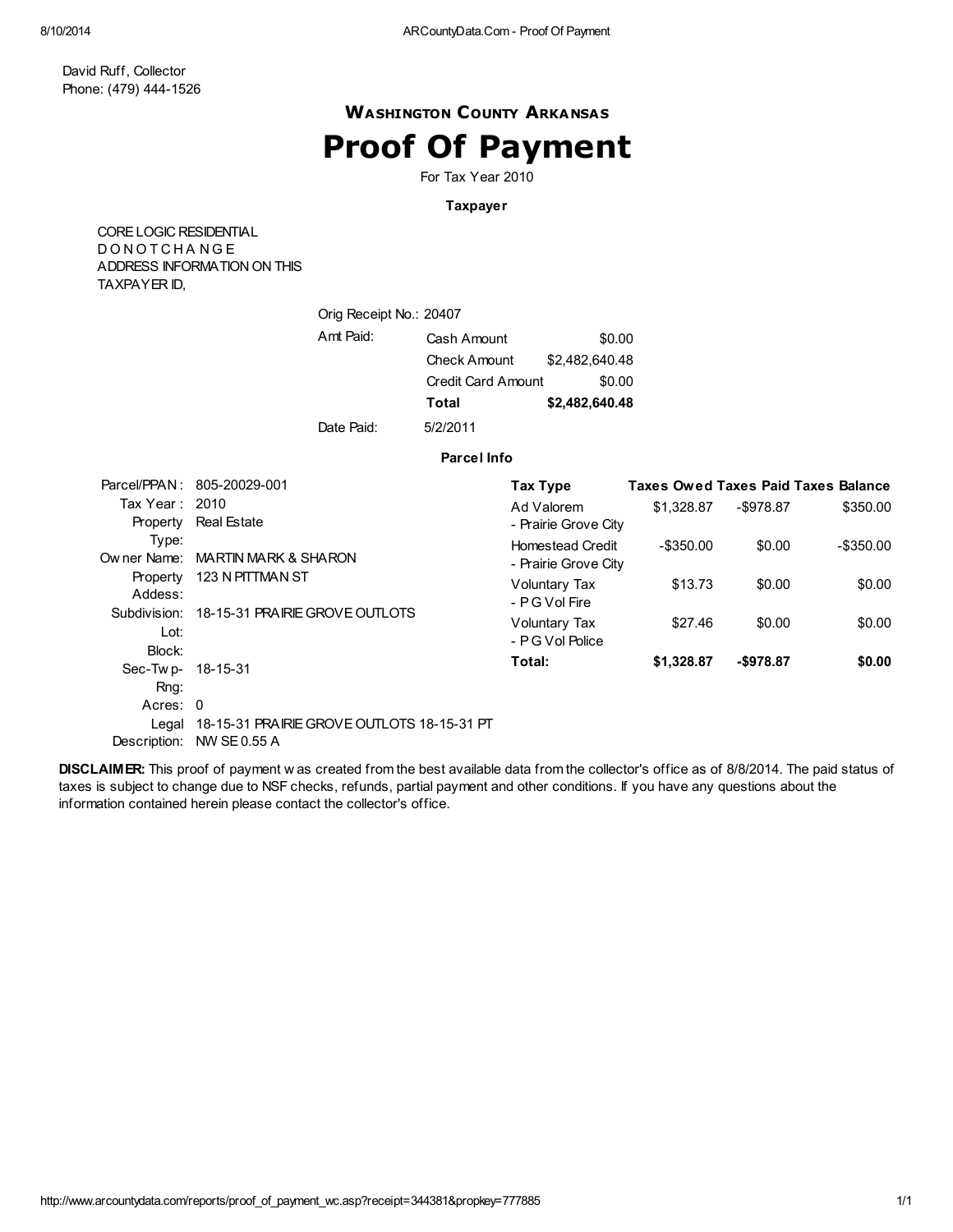David Ruff, Collector
Phone: (479) 444-1526

### Washington County Arkansas

# Proof Of Payment

For Tax Year 2010

**Taxpayer**

CORE LOGIC RESIDENTIAL
D O N O T C H A N G E
ADDRESS INFORMATION ON THIS
TAXPAYER ID,

Orig Receipt No.: 20407

| Amt Paid: | | |
|---|---|---|
| | Cash Amount | $0.00 |
| | Check Amount | $2,482,640.48 |
| | Credit Card Amount | $0.00 |
| | **Total** | **$2,482,640.48** |

Date Paid: 5/2/2011

**Parcel Info**

| | |
|---|---|
| Parcel/PPAN: | 805-20029-001 |
| Tax Year: | 2010 |
| Property Type: | Real Estate |
| Owner Name: | MARTIN MARK & SHARON |
| Property Addess: | 123 N PITTMAN ST |
| Subdivision: | 18-15-31 PRAIRIE GROVE OUTLOTS |
| Lot: | |
| Block: | |
| Sec-Twp-Rng: | 18-15-31 |
| Acres: | 0 |
| Legal Description: | 18-15-31 PRAIRIE GROVE OUTLOTS 18-15-31 PT NW SE 0.55 A |

| Tax Type | Taxes Owed | Taxes Paid | Taxes Balance |
|---|---|---|---|
| Ad Valorem - Prairie Grove City | $1,328.87 | -$978.87 | $350.00 |
| Homestead Credit - Prairie Grove City | -$350.00 | $0.00 | -$350.00 |
| Voluntary Tax - P G Vol Fire | $13.73 | $0.00 | $0.00 |
| Voluntary Tax - P G Vol Police | $27.46 | $0.00 | $0.00 |
| **Total:** | **$1,328.87** | **-$978.87** | **$0.00** |

**DISCLAIMER:** This proof of payment was created from the best available data from the collector's office as of 8/8/2014. The paid status of taxes is subject to change due to NSF checks, refunds, partial payment and other conditions. If you have any questions about the information contained herein please contact the collector's office.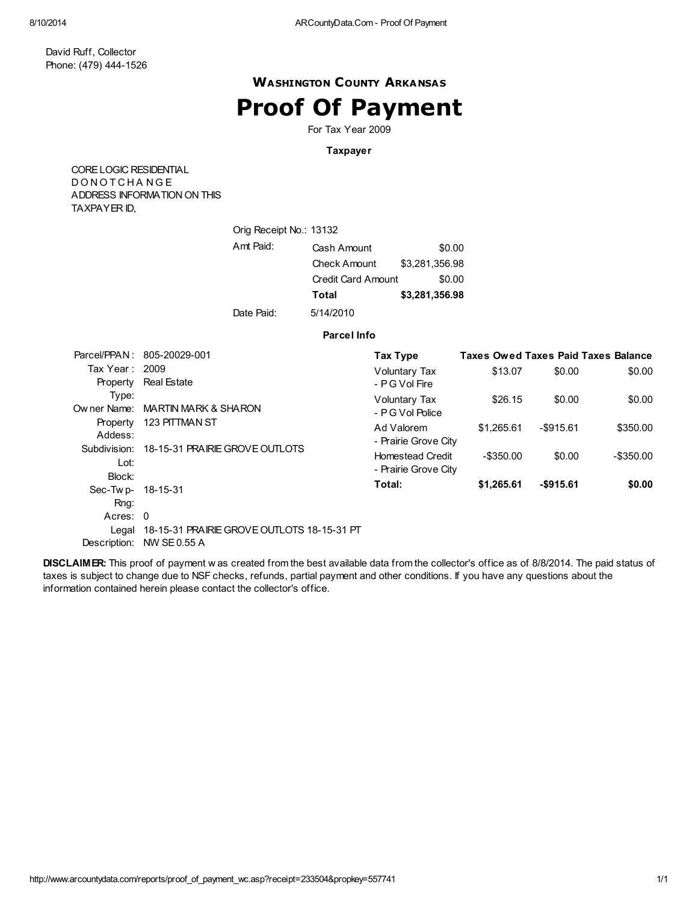David Ruff, Collector
Phone: (479) 444-1526

### WASHINGTON COUNTY ARKANSAS

# Proof Of Payment

For Tax Year 2009

**Taxpayer**

CORE LOGIC RESIDENTIAL
D O N O T C H A N G E
ADDRESS INFORMATION ON THIS
TAXPAYER ID,

Orig Receipt No.: 13132

| Amt Paid: | | |
|---|---|---|
| | Cash Amount | $0.00 |
| | Check Amount | $3,281,356.98 |
| | Credit Card Amount | $0.00 |
| | **Total** | **$3,281,356.98** |

Date Paid: 5/14/2010

**Parcel Info**

| | |
|---|---|
| Parcel/PPAN : | 805-20029-001 |
| Tax Year : | 2009 |
| Property Type: | Real Estate |
| Owner Name: | MARTIN MARK & SHARON |
| Property Addess: | 123 PITTMAN ST |
| Subdivision: | 18-15-31 PRAIRIE GROVE OUTLOTS |
| Lot: | |
| Block: | |
| Sec-Twp-Rng: | 18-15-31 |
| Acres: | 0 |
| Legal Description: | 18-15-31 PRAIRIE GROVE OUTLOTS 18-15-31 PT NW SE 0.55 A |

| Tax Type | Taxes Owed | Taxes Paid | Taxes Balance |
|---|---|---|---|
| Voluntary Tax - P G Vol Fire | $13.07 | $0.00 | $0.00 |
| Voluntary Tax - P G Vol Police | $26.15 | $0.00 | $0.00 |
| Ad Valorem - Prairie Grove City | $1,265.61 | -$915.61 | $350.00 |
| Homestead Credit - Prairie Grove City | -$350.00 | $0.00 | -$350.00 |
| **Total:** | **$1,265.61** | **-$915.61** | **$0.00** |

**DISCLAIMER:** This proof of payment was created from the best available data from the collector's office as of 8/8/2014. The paid status of taxes is subject to change due to NSF checks, refunds, partial payment and other conditions. If you have any questions about the information contained herein please contact the collector's office.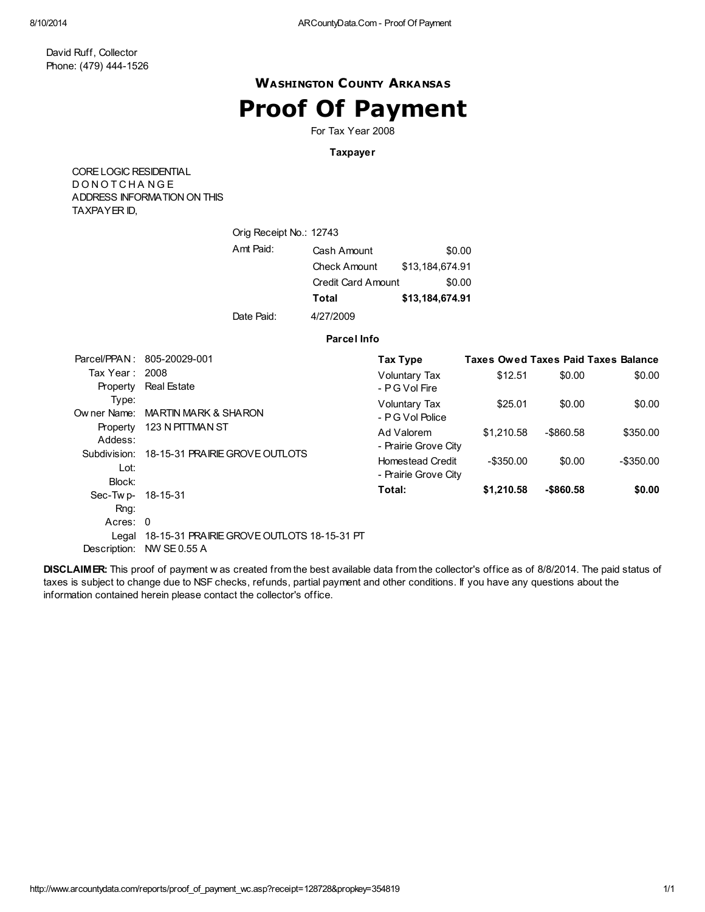David Ruff, Collector
Phone: (479) 444-1526

### Washington County Arkansas

# Proof Of Payment

For Tax Year 2008

**Taxpayer**

CORE LOGIC RESIDENTIAL
D O N O T C H A N G E
ADDRESS INFORMATION ON THIS
TAXPAYER ID,

Orig Receipt No.: 12743

| Amt Paid: | | |
|---|---|---|
| | Cash Amount | $0.00 |
| | Check Amount | $13,184,674.91 |
| | Credit Card Amount | $0.00 |
| | **Total** | **$13,184,674.91** |

Date Paid: 4/27/2009

**Parcel Info**

| | |
|---|---|
| Parcel/PPAN : | 805-20029-001 |
| Tax Year : | 2008 |
| Property Type: | Real Estate |
| Owner Name: | MARTIN MARK & SHARON |
| Property Addess: | 123 N PITTMAN ST |
| Subdivision: | 18-15-31 PRAIRIE GROVE OUTLOTS |
| Lot: | |
| Block: | |
| Sec-Twp-Rng: | 18-15-31 |
| Acres: | 0 |
| Legal Description: | 18-15-31 PRAIRIE GROVE OUTLOTS 18-15-31 PT NW SE 0.55 A |

| Tax Type | Taxes Owed | Taxes Paid | Taxes Balance |
|---|---|---|---|
| Voluntary Tax - P G Vol Fire | $12.51 | $0.00 | $0.00 |
| Voluntary Tax - P G Vol Police | $25.01 | $0.00 | $0.00 |
| Ad Valorem - Prairie Grove City | $1,210.58 | -$860.58 | $350.00 |
| Homestead Credit - Prairie Grove City | -$350.00 | $0.00 | -$350.00 |
| **Total:** | **$1,210.58** | **-$860.58** | **$0.00** |

**DISCLAIMER:** This proof of payment was created from the best available data from the collector's office as of 8/8/2014. The paid status of taxes is subject to change due to NSF checks, refunds, partial payment and other conditions. If you have any questions about the information contained herein please contact the collector's office.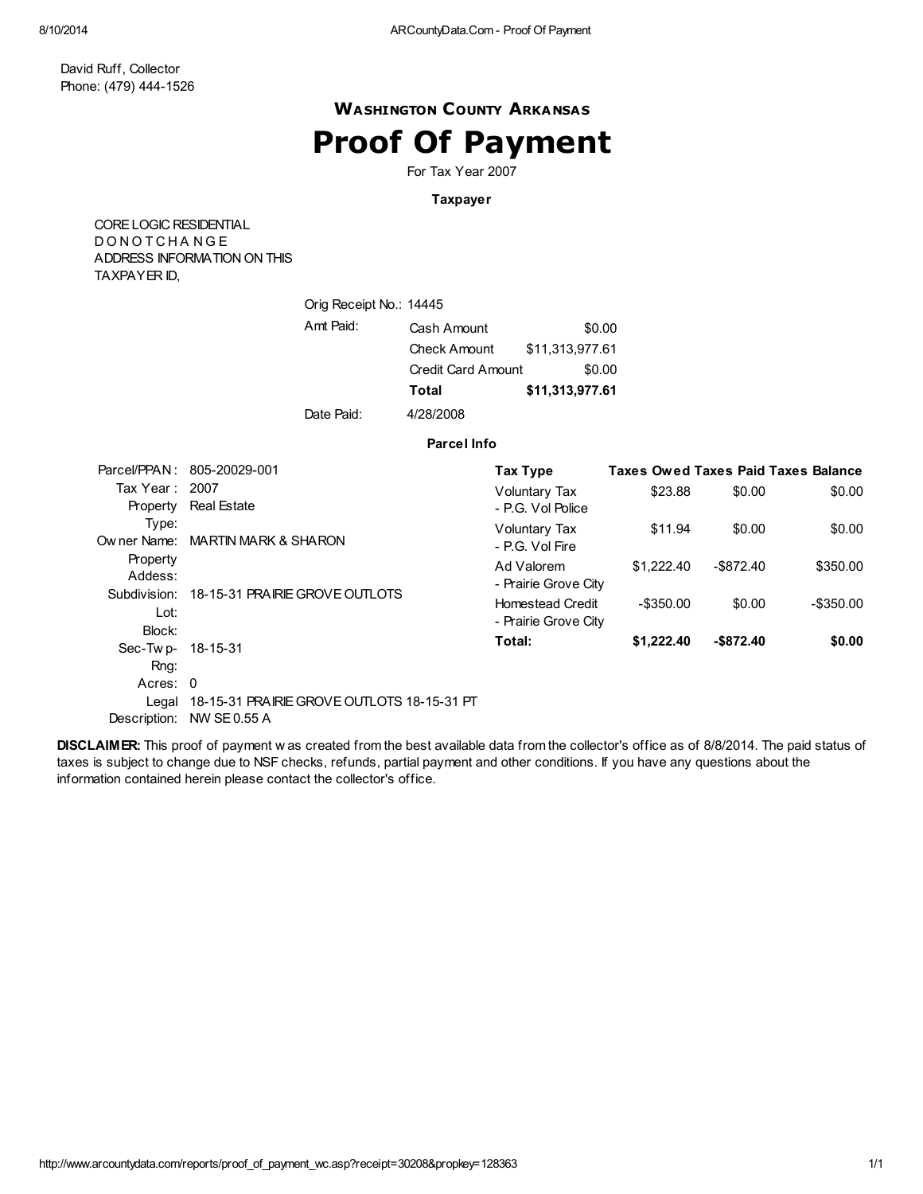David Ruff, Collector
Phone: (479) 444-1526

## WASHINGTON COUNTY ARKANSAS

# Proof Of Payment

For Tax Year 2007

**Taxpayer**

CORE LOGIC RESIDENTIAL
D O N O T C H A N G E
ADDRESS INFORMATION ON THIS
TAXPAYER ID,

Orig Receipt No.: 14445

| Amt Paid: | | |
|---|---|---|
| | Cash Amount | $0.00 |
| | Check Amount | $11,313,977.61 |
| | Credit Card Amount | $0.00 |
| | **Total** | **$11,313,977.61** |

Date Paid: 4/28/2008

**Parcel Info**

| | |
|---|---|
| Parcel/PPAN : | 805-20029-001 |
| Tax Year : | 2007 |
| Property Type: | Real Estate |
| Owner Name: | MARTIN MARK & SHARON |
| Property Addess: | |
| Subdivision: | 18-15-31 PRAIRIE GROVE OUTLOTS |
| Lot: | |
| Block: | |
| Sec-Twp-Rng: | 18-15-31 |
| Acres: | 0 |
| Legal Description: | 18-15-31 PRAIRIE GROVE OUTLOTS 18-15-31 PT NW SE 0.55 A |

| Tax Type | Taxes Owed | Taxes Paid | Taxes Balance |
|---|---|---|---|
| Voluntary Tax - P.G. Vol Police | $23.88 | $0.00 | $0.00 |
| Voluntary Tax - P.G. Vol Fire | $11.94 | $0.00 | $0.00 |
| Ad Valorem - Prairie Grove City | $1,222.40 | -$872.40 | $350.00 |
| Homestead Credit - Prairie Grove City | -$350.00 | $0.00 | -$350.00 |
| **Total:** | **$1,222.40** | **-$872.40** | **$0.00** |

**DISCLAIMER:** This proof of payment was created from the best available data from the collector's office as of 8/8/2014. The paid status of taxes is subject to change due to NSF checks, refunds, partial payment and other conditions. If you have any questions about the information contained herein please contact the collector's office.